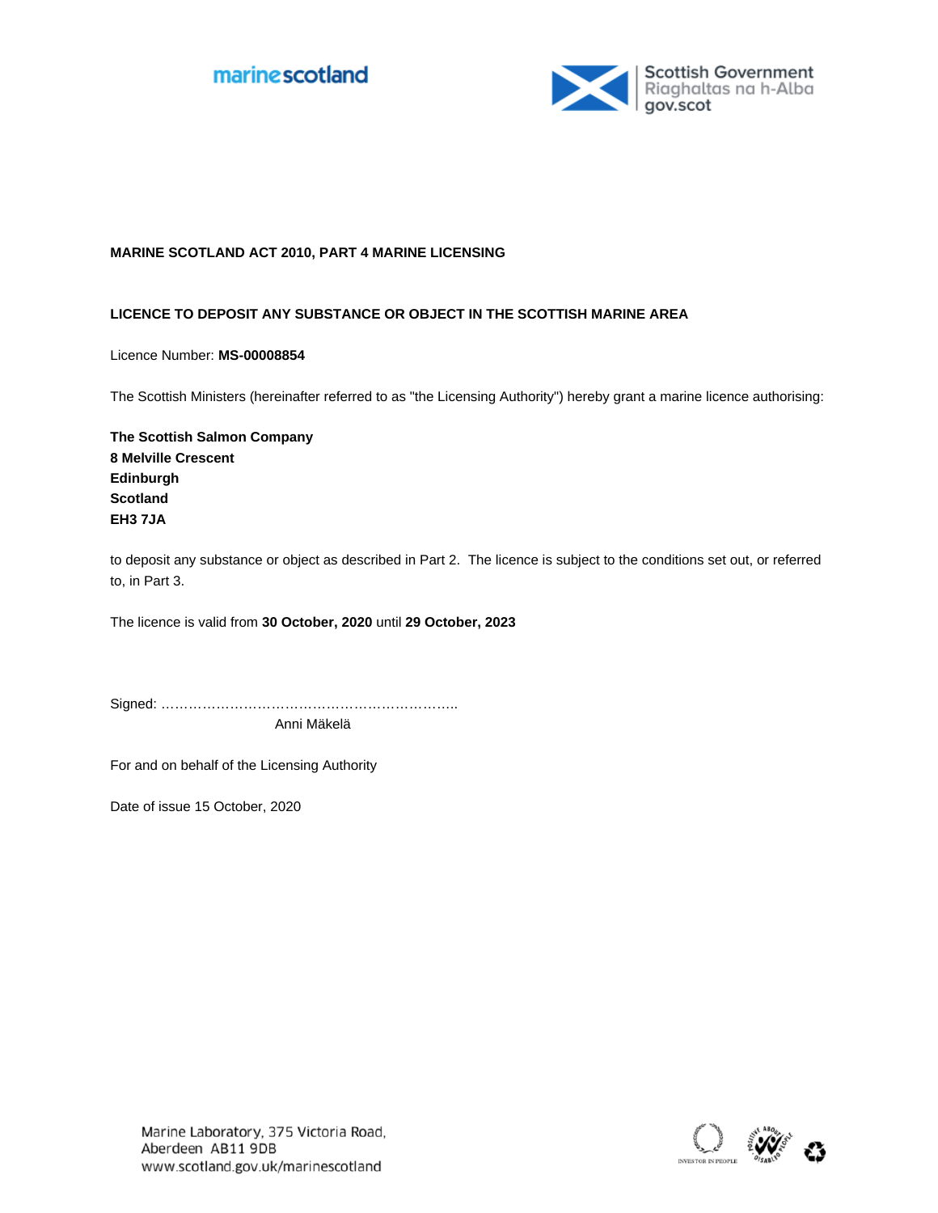**MARINE SCOTLAND ACT 2010, PART 4 MARINE LICENSING**

**LICENCE TO DEPOSIT ANY SUBSTANCE OR OBJECT IN THE SCOTTISH MARINE AREA**

Licence Number: **MS-00008854**

The Scottish Ministers (hereinafter referred to as "the Licensing Authority") hereby grant a marine licence authorising:

**The Scottish Salmon Company**
**8 Melville Crescent**
**Edinburgh**
**Scotland**
**EH3 7JA**

to deposit any substance or object as described in Part 2. The licence is subject to the conditions set out, or referred to, in Part 3.

The licence is valid from **30 October, 2020** until **29 October, 2023**

Signed: …………………………………………………………..
Anni Mäkelä

For and on behalf of the Licensing Authority

Date of issue 15 October, 2020

Marine Laboratory, 375 Victoria Road,
Aberdeen AB11 9DB
www.scotland.gov.uk/marinescotland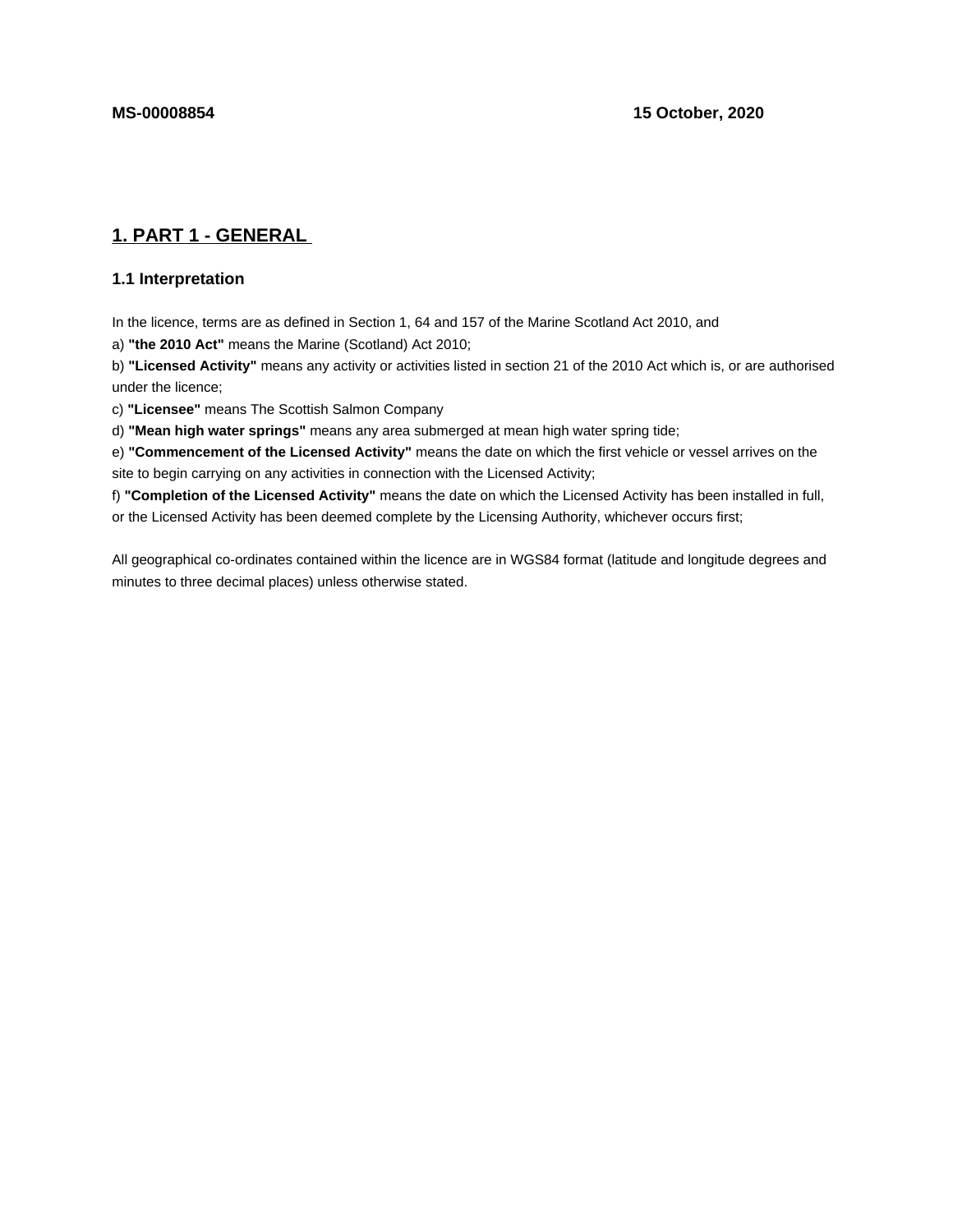**MS-00008854** **15 October, 2020**

## 1. PART 1 - GENERAL

### 1.1 Interpretation

In the licence, terms are as defined in Section 1, 64 and 157 of the Marine Scotland Act 2010, and

a) **"the 2010 Act"** means the Marine (Scotland) Act 2010;

b) **"Licensed Activity"** means any activity or activities listed in section 21 of the 2010 Act which is, or are authorised under the licence;

c) **"Licensee"** means The Scottish Salmon Company

d) **"Mean high water springs"** means any area submerged at mean high water spring tide;

e) **"Commencement of the Licensed Activity"** means the date on which the first vehicle or vessel arrives on the site to begin carrying on any activities in connection with the Licensed Activity;

f) **"Completion of the Licensed Activity"** means the date on which the Licensed Activity has been installed in full, or the Licensed Activity has been deemed complete by the Licensing Authority, whichever occurs first;

All geographical co-ordinates contained within the licence are in WGS84 format (latitude and longitude degrees and minutes to three decimal places) unless otherwise stated.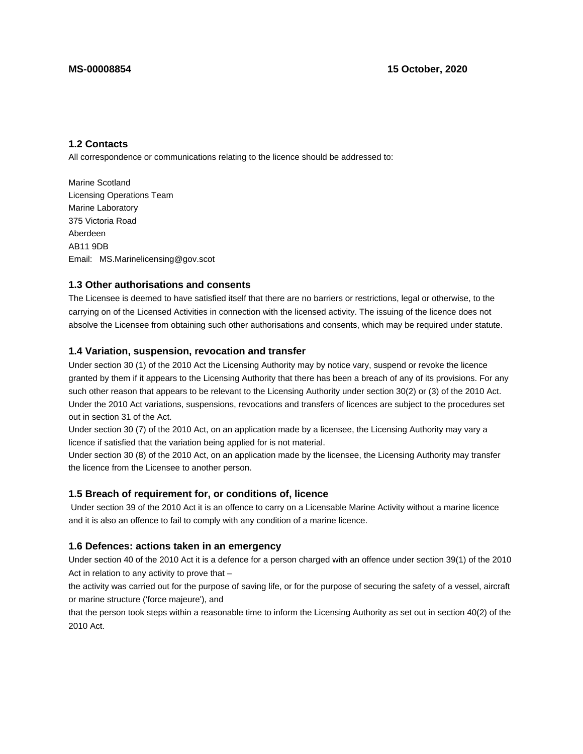### 1.2 Contacts

All correspondence or communications relating to the licence should be addressed to:

Marine Scotland
Licensing Operations Team
Marine Laboratory
375 Victoria Road
Aberdeen
AB11 9DB
Email: MS.Marinelicensing@gov.scot

### 1.3 Other authorisations and consents

The Licensee is deemed to have satisfied itself that there are no barriers or restrictions, legal or otherwise, to the carrying on of the Licensed Activities in connection with the licensed activity. The issuing of the licence does not absolve the Licensee from obtaining such other authorisations and consents, which may be required under statute.

### 1.4 Variation, suspension, revocation and transfer

Under section 30 (1) of the 2010 Act the Licensing Authority may by notice vary, suspend or revoke the licence granted by them if it appears to the Licensing Authority that there has been a breach of any of its provisions. For any such other reason that appears to be relevant to the Licensing Authority under section 30(2) or (3) of the 2010 Act. Under the 2010 Act variations, suspensions, revocations and transfers of licences are subject to the procedures set out in section 31 of the Act.

Under section 30 (7) of the 2010 Act, on an application made by a licensee, the Licensing Authority may vary a licence if satisfied that the variation being applied for is not material.

Under section 30 (8) of the 2010 Act, on an application made by the licensee, the Licensing Authority may transfer the licence from the Licensee to another person.

### 1.5 Breach of requirement for, or conditions of, licence

Under section 39 of the 2010 Act it is an offence to carry on a Licensable Marine Activity without a marine licence and it is also an offence to fail to comply with any condition of a marine licence.

### 1.6 Defences: actions taken in an emergency

Under section 40 of the 2010 Act it is a defence for a person charged with an offence under section 39(1) of the 2010 Act in relation to any activity to prove that –

the activity was carried out for the purpose of saving life, or for the purpose of securing the safety of a vessel, aircraft or marine structure ('force majeure'), and

that the person took steps within a reasonable time to inform the Licensing Authority as set out in section 40(2) of the 2010 Act.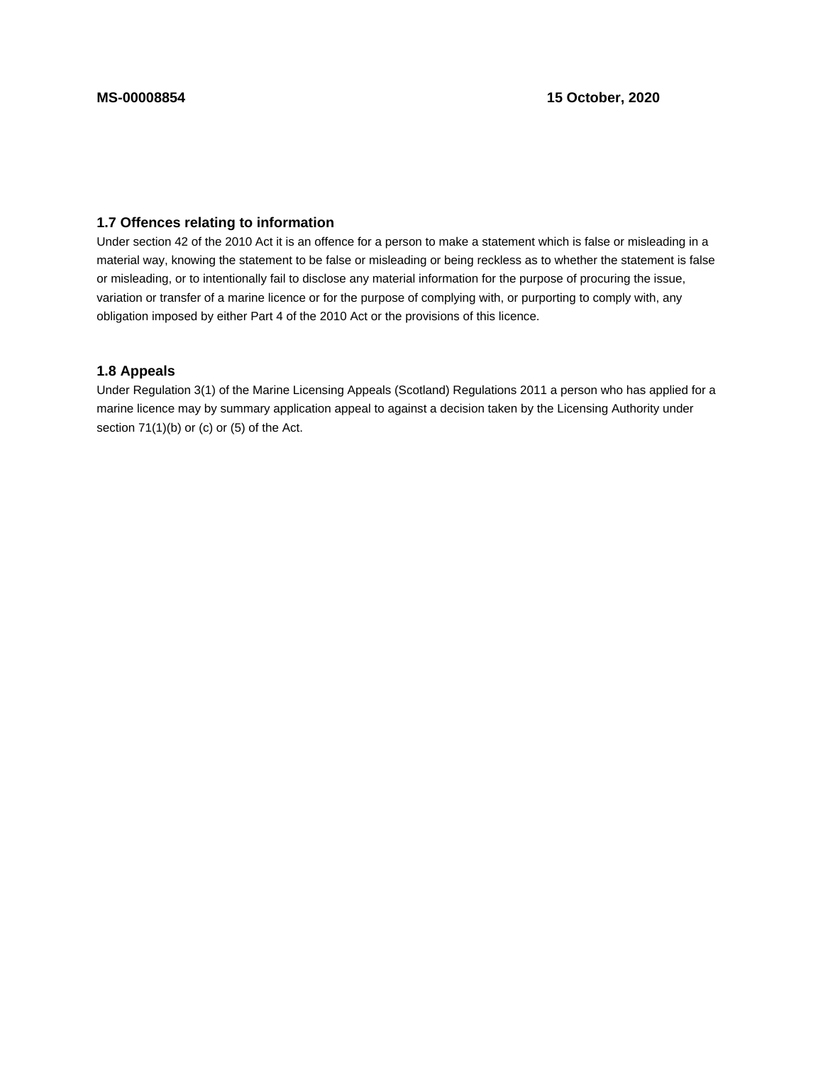### 1.7 Offences relating to information

Under section 42 of the 2010 Act it is an offence for a person to make a statement which is false or misleading in a material way, knowing the statement to be false or misleading or being reckless as to whether the statement is false or misleading, or to intentionally fail to disclose any material information for the purpose of procuring the issue, variation or transfer of a marine licence or for the purpose of complying with, or purporting to comply with, any obligation imposed by either Part 4 of the 2010 Act or the provisions of this licence.

### 1.8 Appeals

Under Regulation 3(1) of the Marine Licensing Appeals (Scotland) Regulations 2011 a person who has applied for a marine licence may by summary application appeal to against a decision taken by the Licensing Authority under section 71(1)(b) or (c) or (5) of the Act.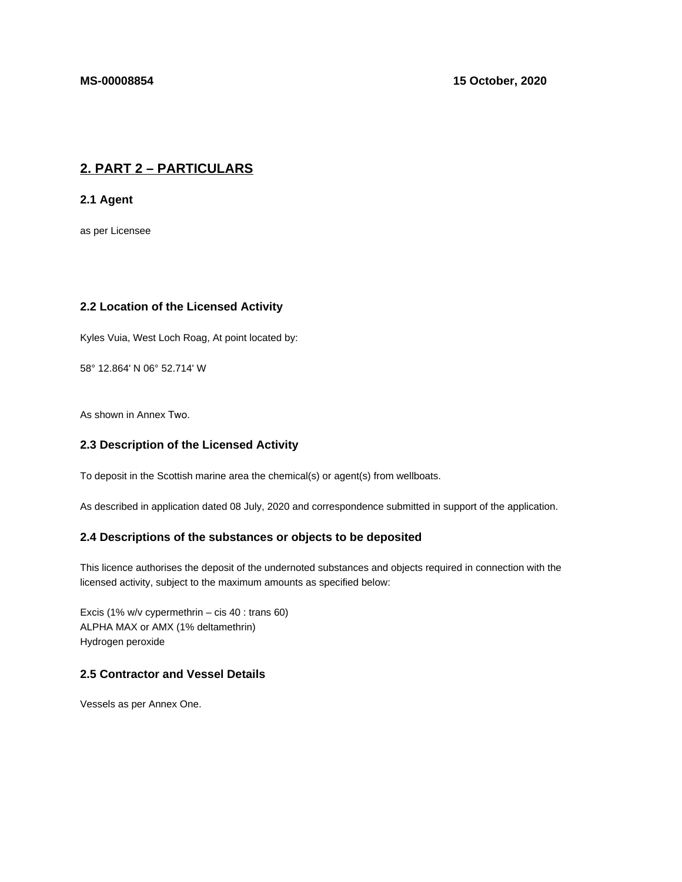**MS-00008854** **15 October, 2020**

## 2. PART 2 – PARTICULARS

### 2.1 Agent

as per Licensee

### 2.2 Location of the Licensed Activity

Kyles Vuia, West Loch Roag, At point located by:

58° 12.864' N 06° 52.714' W

As shown in Annex Two.

### 2.3 Description of the Licensed Activity

To deposit in the Scottish marine area the chemical(s) or agent(s) from wellboats.

As described in application dated 08 July, 2020 and correspondence submitted in support of the application.

### 2.4 Descriptions of the substances or objects to be deposited

This licence authorises the deposit of the undernoted substances and objects required in connection with the licensed activity, subject to the maximum amounts as specified below:

Excis (1% w/v cypermethrin – cis 40 : trans 60)
ALPHA MAX or AMX (1% deltamethrin)
Hydrogen peroxide

### 2.5 Contractor and Vessel Details

Vessels as per Annex One.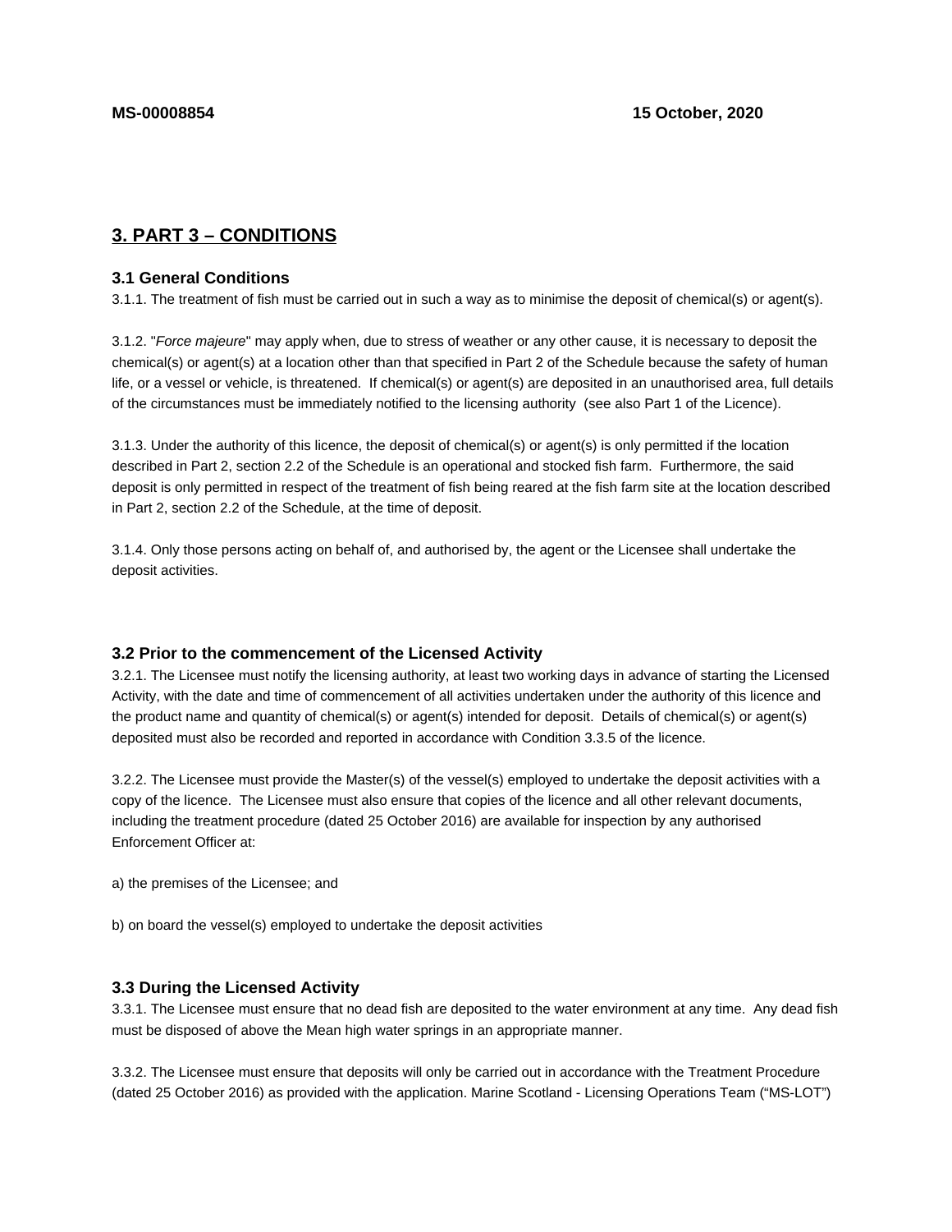## 3. PART 3 – CONDITIONS

### 3.1 General Conditions

3.1.1. The treatment of fish must be carried out in such a way as to minimise the deposit of chemical(s) or agent(s).

3.1.2. "*Force majeure*" may apply when, due to stress of weather or any other cause, it is necessary to deposit the chemical(s) or agent(s) at a location other than that specified in Part 2 of the Schedule because the safety of human life, or a vessel or vehicle, is threatened. If chemical(s) or agent(s) are deposited in an unauthorised area, full details of the circumstances must be immediately notified to the licensing authority (see also Part 1 of the Licence).

3.1.3. Under the authority of this licence, the deposit of chemical(s) or agent(s) is only permitted if the location described in Part 2, section 2.2 of the Schedule is an operational and stocked fish farm. Furthermore, the said deposit is only permitted in respect of the treatment of fish being reared at the fish farm site at the location described in Part 2, section 2.2 of the Schedule, at the time of deposit.

3.1.4. Only those persons acting on behalf of, and authorised by, the agent or the Licensee shall undertake the deposit activities.

### 3.2 Prior to the commencement of the Licensed Activity

3.2.1. The Licensee must notify the licensing authority, at least two working days in advance of starting the Licensed Activity, with the date and time of commencement of all activities undertaken under the authority of this licence and the product name and quantity of chemical(s) or agent(s) intended for deposit. Details of chemical(s) or agent(s) deposited must also be recorded and reported in accordance with Condition 3.3.5 of the licence.

3.2.2. The Licensee must provide the Master(s) of the vessel(s) employed to undertake the deposit activities with a copy of the licence. The Licensee must also ensure that copies of the licence and all other relevant documents, including the treatment procedure (dated 25 October 2016) are available for inspection by any authorised Enforcement Officer at:

a) the premises of the Licensee; and

b) on board the vessel(s) employed to undertake the deposit activities

### 3.3 During the Licensed Activity

3.3.1. The Licensee must ensure that no dead fish are deposited to the water environment at any time. Any dead fish must be disposed of above the Mean high water springs in an appropriate manner.

3.3.2. The Licensee must ensure that deposits will only be carried out in accordance with the Treatment Procedure (dated 25 October 2016) as provided with the application. Marine Scotland - Licensing Operations Team ("MS-LOT")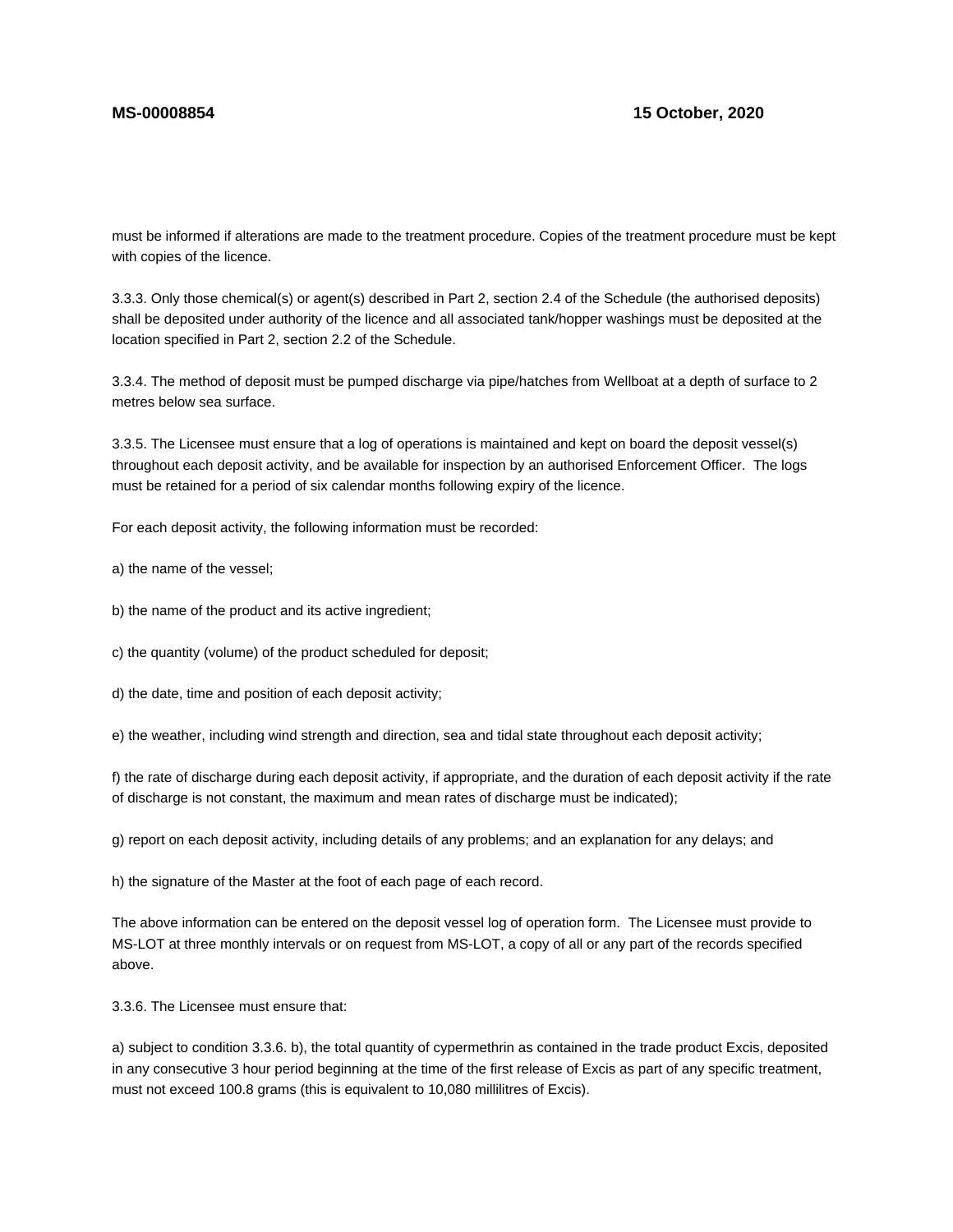must be informed if alterations are made to the treatment procedure. Copies of the treatment procedure must be kept with copies of the licence.

3.3.3. Only those chemical(s) or agent(s) described in Part 2, section 2.4 of the Schedule (the authorised deposits) shall be deposited under authority of the licence and all associated tank/hopper washings must be deposited at the location specified in Part 2, section 2.2 of the Schedule.

3.3.4. The method of deposit must be pumped discharge via pipe/hatches from Wellboat at a depth of surface to 2 metres below sea surface.

3.3.5. The Licensee must ensure that a log of operations is maintained and kept on board the deposit vessel(s) throughout each deposit activity, and be available for inspection by an authorised Enforcement Officer. The logs must be retained for a period of six calendar months following expiry of the licence.

For each deposit activity, the following information must be recorded:

a) the name of the vessel;

b) the name of the product and its active ingredient;

c) the quantity (volume) of the product scheduled for deposit;

d) the date, time and position of each deposit activity;

e) the weather, including wind strength and direction, sea and tidal state throughout each deposit activity;

f) the rate of discharge during each deposit activity, if appropriate, and the duration of each deposit activity if the rate of discharge is not constant, the maximum and mean rates of discharge must be indicated);

g) report on each deposit activity, including details of any problems; and an explanation for any delays; and

h) the signature of the Master at the foot of each page of each record.

The above information can be entered on the deposit vessel log of operation form. The Licensee must provide to MS-LOT at three monthly intervals or on request from MS-LOT, a copy of all or any part of the records specified above.

3.3.6. The Licensee must ensure that:

a) subject to condition 3.3.6. b), the total quantity of cypermethrin as contained in the trade product Excis, deposited in any consecutive 3 hour period beginning at the time of the first release of Excis as part of any specific treatment, must not exceed 100.8 grams (this is equivalent to 10,080 millilitres of Excis).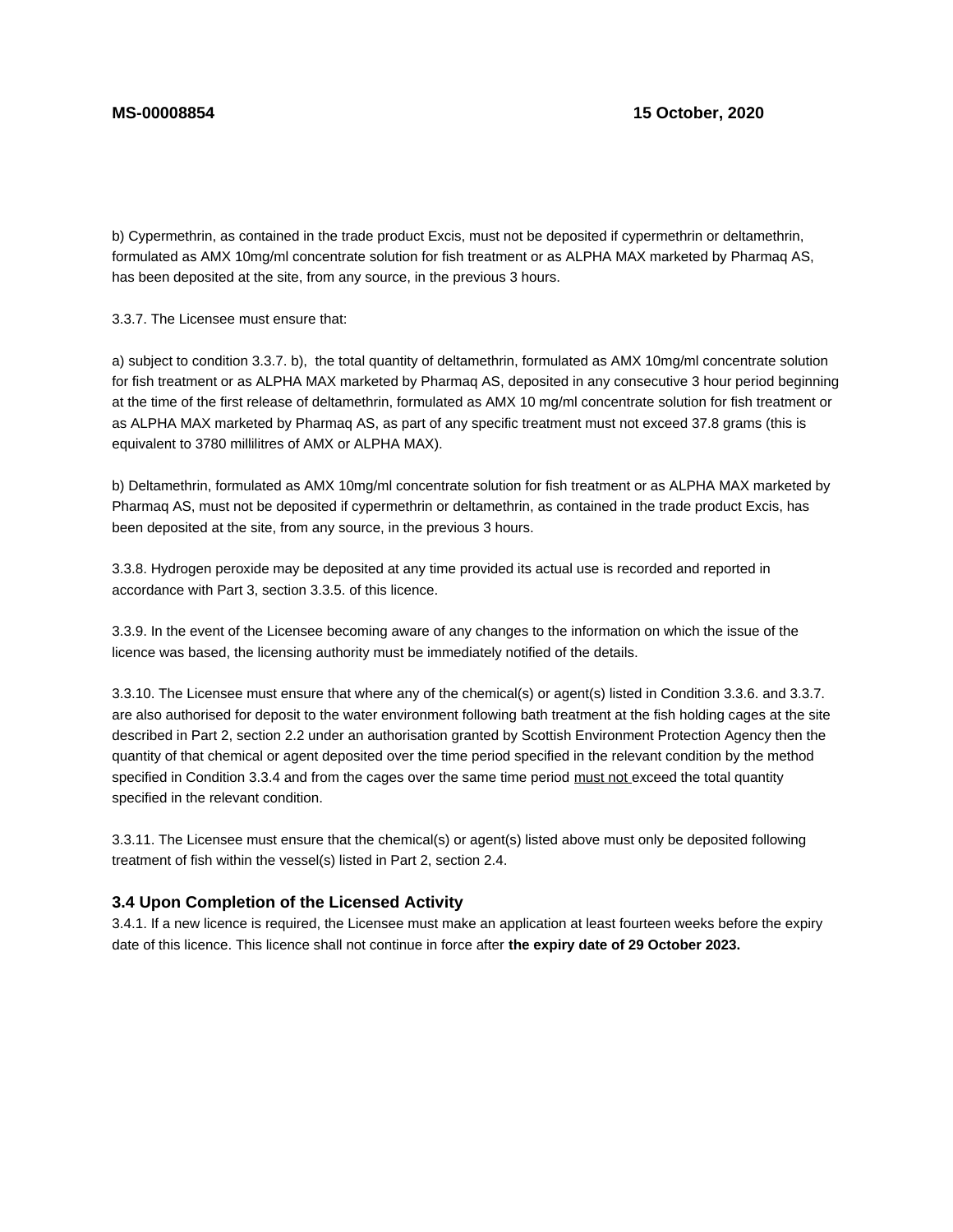b) Cypermethrin, as contained in the trade product Excis, must not be deposited if cypermethrin or deltamethrin, formulated as AMX 10mg/ml concentrate solution for fish treatment or as ALPHA MAX marketed by Pharmaq AS, has been deposited at the site, from any source, in the previous 3 hours.

3.3.7. The Licensee must ensure that:

a) subject to condition 3.3.7. b), the total quantity of deltamethrin, formulated as AMX 10mg/ml concentrate solution for fish treatment or as ALPHA MAX marketed by Pharmaq AS, deposited in any consecutive 3 hour period beginning at the time of the first release of deltamethrin, formulated as AMX 10 mg/ml concentrate solution for fish treatment or as ALPHA MAX marketed by Pharmaq AS, as part of any specific treatment must not exceed 37.8 grams (this is equivalent to 3780 millilitres of AMX or ALPHA MAX).

b) Deltamethrin, formulated as AMX 10mg/ml concentrate solution for fish treatment or as ALPHA MAX marketed by Pharmaq AS, must not be deposited if cypermethrin or deltamethrin, as contained in the trade product Excis, has been deposited at the site, from any source, in the previous 3 hours.

3.3.8. Hydrogen peroxide may be deposited at any time provided its actual use is recorded and reported in accordance with Part 3, section 3.3.5. of this licence.

3.3.9. In the event of the Licensee becoming aware of any changes to the information on which the issue of the licence was based, the licensing authority must be immediately notified of the details.

3.3.10. The Licensee must ensure that where any of the chemical(s) or agent(s) listed in Condition 3.3.6. and 3.3.7. are also authorised for deposit to the water environment following bath treatment at the fish holding cages at the site described in Part 2, section 2.2 under an authorisation granted by Scottish Environment Protection Agency then the quantity of that chemical or agent deposited over the time period specified in the relevant condition by the method specified in Condition 3.3.4 and from the cages over the same time period must not exceed the total quantity specified in the relevant condition.

3.3.11. The Licensee must ensure that the chemical(s) or agent(s) listed above must only be deposited following treatment of fish within the vessel(s) listed in Part 2, section 2.4.

### 3.4 Upon Completion of the Licensed Activity

3.4.1. If a new licence is required, the Licensee must make an application at least fourteen weeks before the expiry date of this licence. This licence shall not continue in force after **the expiry date of 29 October 2023.**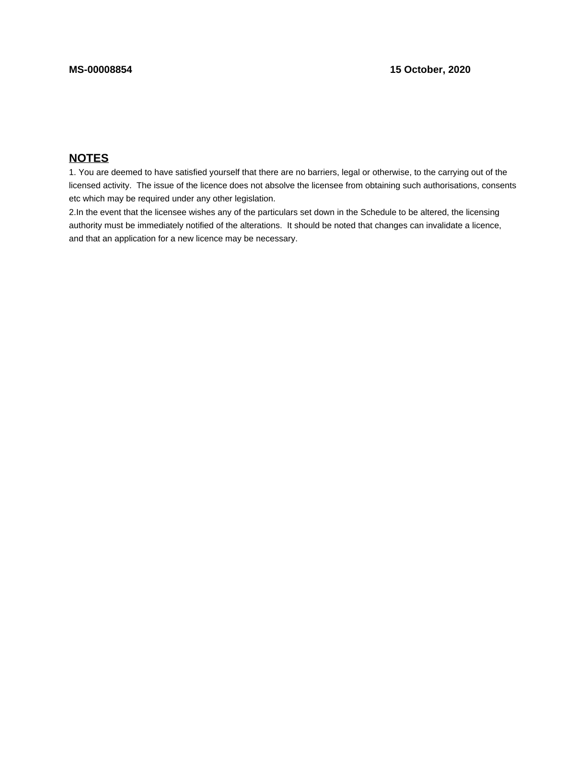**MS-00008854** **15 October, 2020**

## NOTES

1. You are deemed to have satisfied yourself that there are no barriers, legal or otherwise, to the carrying out of the licensed activity. The issue of the licence does not absolve the licensee from obtaining such authorisations, consents etc which may be required under any other legislation.
2. In the event that the licensee wishes any of the particulars set down in the Schedule to be altered, the licensing authority must be immediately notified of the alterations. It should be noted that changes can invalidate a licence, and that an application for a new licence may be necessary.